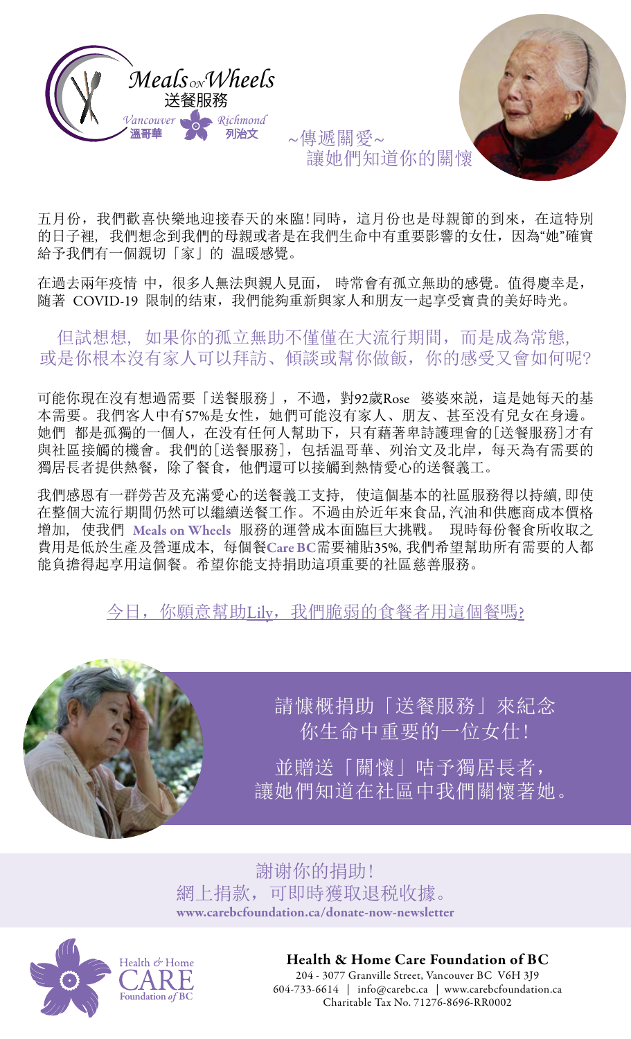Meals on Wheels
送餐服務
Vancouver 溫哥華 Richmond 列治文

~傳遞關愛~
讓她們知道你的關懷

五月份，我們歡喜快樂地迎接春天的來臨!同時，這月份也是母親節的到來，在這特別的日子裡，我們想念到我們的母親或者是在我們生命中有重要影響的女仕，因為“她”確實給予我們有一個親切「家」的 溫暖感覺。

在過去兩年疫情 中，很多人無法與親人見面， 時常會有孤立無助的感覺。值得慶幸是，隨著 COVID-19 限制的结束，我們能夠重新與家人和朋友一起享受寶貴的美好時光。

## 但試想想，如果你的孤立無助不僅僅在大流行期間，而是成為常態，或是你根本沒有家人可以拜訪、傾談或幫你做飯，你的感受又會如何呢?

可能你現在沒有想過需要「送餐服務」，不過，對92歲Rose 婆婆來說，這是她每天的基本需要。我們客人中有57%是女性，她們可能沒有家人、朋友、甚至沒有兒女在身邊。她們 都是孤獨的一個人，在沒有任何人幫助下，只有藉著卑詩護理會的[送餐服務]才有與社區接觸的機會。我們的[送餐服務]，包括溫哥華、列治文及北岸，每天為有需要的獨居長者提供熱餐，除了餐食，他們還可以接觸到熱情愛心的送餐義工。

我們感恩有一群勞苦及充滿愛心的送餐義工支持， 使這個基本的社區服務得以持續, 即使在整個大流行期間仍然可以繼續送餐工作。不過由於近年來食品, 汽油和供應商成本價格增加， 使我們 **Meals on Wheels** 服務的運營成本面臨巨大挑戰。 現時每份餐食所收取之費用是低於生產及營運成本，每個餐**Care BC**需要補貼35%, 我們希望幫助所有需要的人都能負擔得起享用這個餐。希望你能支持捐助這項重要的社區慈善服務。

今日，你願意幫助Lily，我們脆弱的食餐者用這個餐嗎?

請慷概捐助「送餐服務」來紀念
你生命中重要的一位女仕!

並贈送「關懷」咭予獨居長者，
讓她們知道在社區中我們關懷著她。

謝谢你的捐助!
網上捐款，可即時獲取退稅收據。
**www.carebcfoundation.ca/donate-now-newsletter**

Health & Home CARE Foundation of BC

**Health & Home Care Foundation of BC**
204 - 3077 Granville Street, Vancouver BC V6H 3J9
604-733-6614 | info@carebc.ca | www.carebcfoundation.ca
Charitable Tax No. 71276-8696-RR0002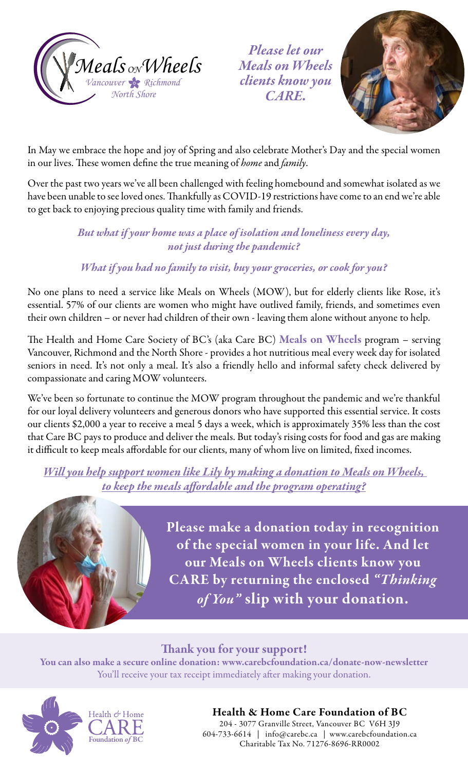Meals on Wheels
Vancouver · Richmond
North Shore

***Please let our Meals on Wheels clients know you CARE.***

In May we embrace the hope and joy of Spring and also celebrate Mother's Day and the special women in our lives. These women define the true meaning of *home* and *family*.

Over the past two years we've all been challenged with feeling homebound and somewhat isolated as we have been unable to see loved ones. Thankfully as COVID-19 restrictions have come to an end we're able to get back to enjoying precious quality time with family and friends.

***But what if your home was a place of isolation and loneliness every day, not just during the pandemic?***

***What if you had no family to visit, buy your groceries, or cook for you?***

No one plans to need a service like Meals on Wheels (MOW), but for elderly clients like Rose, it's essential. 57% of our clients are women who might have outlived family, friends, and sometimes even their own children – or never had children of their own - leaving them alone without anyone to help.

The Health and Home Care Society of BC's (aka Care BC) **Meals on Wheels** program – serving Vancouver, Richmond and the North Shore - provides a hot nutritious meal every week day for isolated seniors in need. It's not only a meal. It's also a friendly hello and informal safety check delivered by compassionate and caring MOW volunteers.

We've been so fortunate to continue the MOW program throughout the pandemic and we're thankful for our loyal delivery volunteers and generous donors who have supported this essential service. It costs our clients $2,000 a year to receive a meal 5 days a week, which is approximately 35% less than the cost that Care BC pays to produce and deliver the meals. But today's rising costs for food and gas are making it difficult to keep meals affordable for our clients, many of whom live on limited, fixed incomes.

***Will you help support women like Lily by making a donation to Meals on Wheels, to keep the meals affordable and the program operating?***

**Please make a donation today in recognition of the special women in your life. And let our Meals on Wheels clients know you CARE by returning the enclosed *"Thinking of You"* slip with your donation.**

## Thank you for your support!

**You can also make a secure online donation: www.carebcfoundation.ca/donate-now-newsletter**
You'll receive your tax receipt immediately after making your donation.

Health & Home CARE Foundation of BC

**Health & Home Care Foundation of BC**
204 - 3077 Granville Street, Vancouver BC V6H 3J9
604-733-6614 | info@carebc.ca | www.carebcfoundation.ca
Charitable Tax No. 71276-8696-RR0002